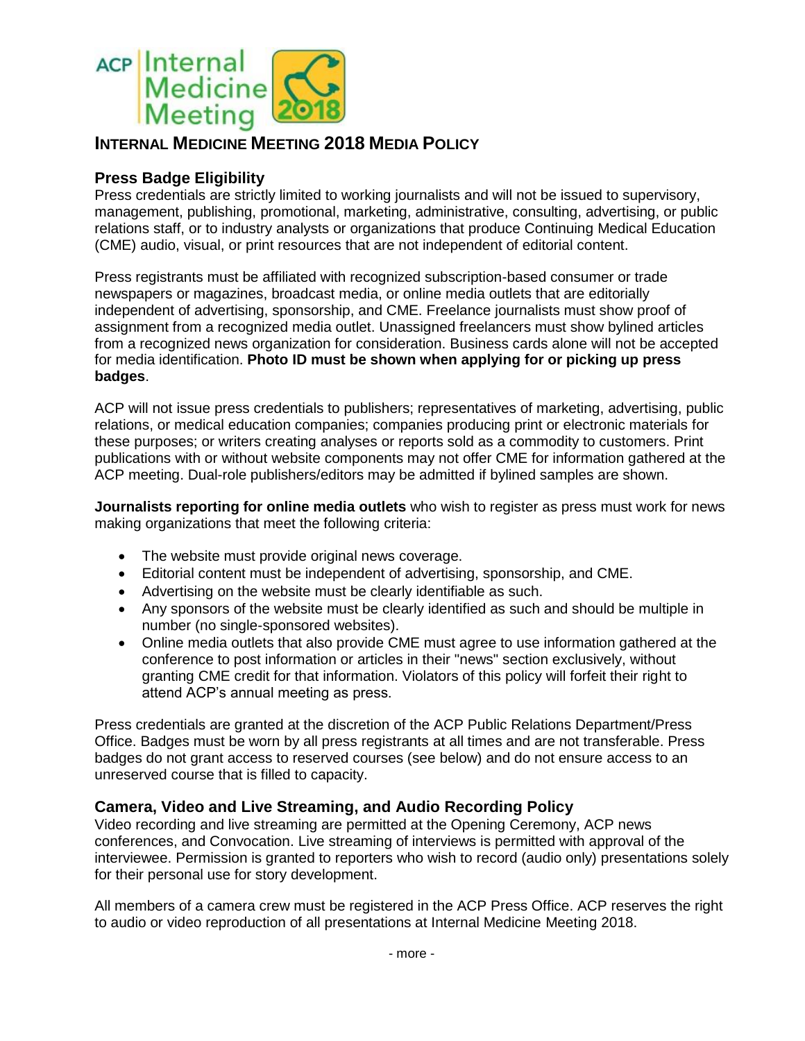# INTERNAL MEDICINE MEETING 2018 MEDIA POLICY

## Press Badge Eligibility

Press credentials are strictly limited to working journalists and will not be issued to supervisory, management, publishing, promotional, marketing, administrative, consulting, advertising, or public relations staff, or to industry analysts or organizations that produce Continuing Medical Education (CME) audio, visual, or print resources that are not independent of editorial content.

Press registrants must be affiliated with recognized subscription-based consumer or trade newspapers or magazines, broadcast media, or online media outlets that are editorially independent of advertising, sponsorship, and CME. Freelance journalists must show proof of assignment from a recognized media outlet. Unassigned freelancers must show bylined articles from a recognized news organization for consideration. Business cards alone will not be accepted for media identification. **Photo ID must be shown when applying for or picking up press badges**.

ACP will not issue press credentials to publishers; representatives of marketing, advertising, public relations, or medical education companies; companies producing print or electronic materials for these purposes; or writers creating analyses or reports sold as a commodity to customers. Print publications with or without website components may not offer CME for information gathered at the ACP meeting. Dual-role publishers/editors may be admitted if bylined samples are shown.

**Journalists reporting for online media outlets** who wish to register as press must work for news making organizations that meet the following criteria:

- The website must provide original news coverage.
- Editorial content must be independent of advertising, sponsorship, and CME.
- Advertising on the website must be clearly identifiable as such.
- Any sponsors of the website must be clearly identified as such and should be multiple in number (no single-sponsored websites).
- Online media outlets that also provide CME must agree to use information gathered at the conference to post information or articles in their "news" section exclusively, without granting CME credit for that information. Violators of this policy will forfeit their right to attend ACP's annual meeting as press.

Press credentials are granted at the discretion of the ACP Public Relations Department/Press Office. Badges must be worn by all press registrants at all times and are not transferable. Press badges do not grant access to reserved courses (see below) and do not ensure access to an unreserved course that is filled to capacity.

## Camera, Video and Live Streaming, and Audio Recording Policy

Video recording and live streaming are permitted at the Opening Ceremony, ACP news conferences, and Convocation. Live streaming of interviews is permitted with approval of the interviewee. Permission is granted to reporters who wish to record (audio only) presentations solely for their personal use for story development.

All members of a camera crew must be registered in the ACP Press Office. ACP reserves the right to audio or video reproduction of all presentations at Internal Medicine Meeting 2018.

- more -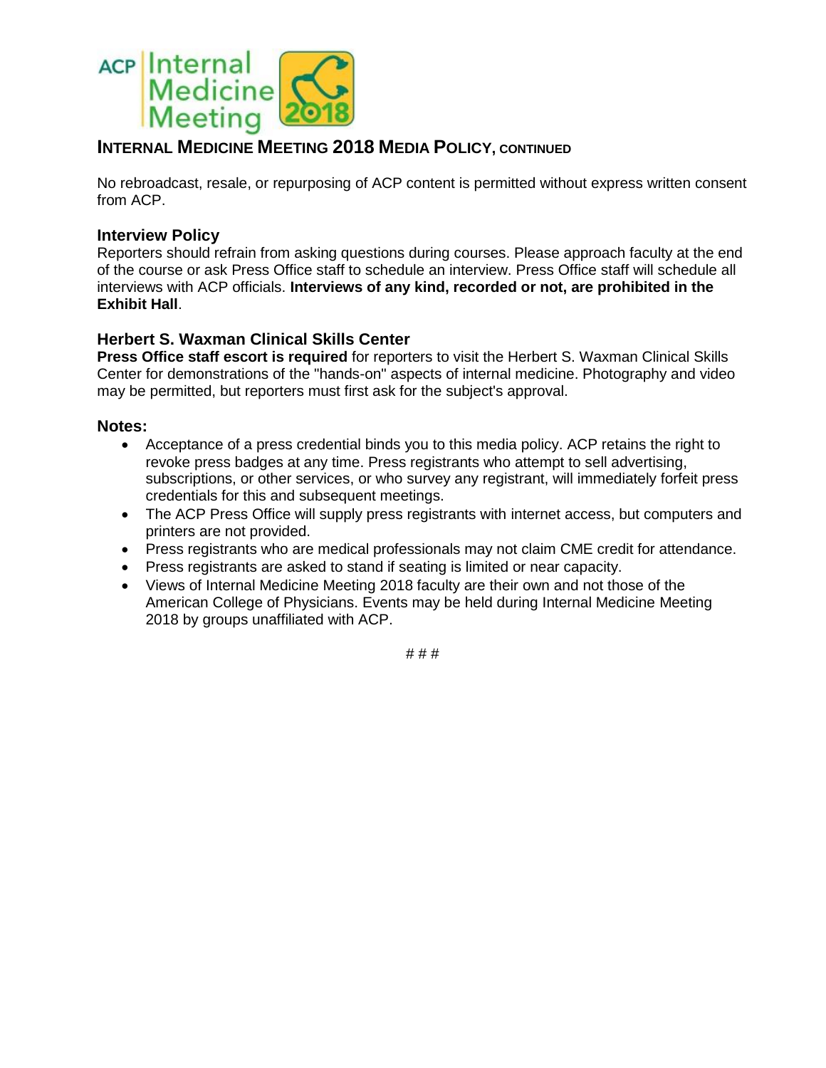## INTERNAL MEDICINE MEETING 2018 MEDIA POLICY, CONTINUED

No rebroadcast, resale, or repurposing of ACP content is permitted without express written consent from ACP.

### Interview Policy

Reporters should refrain from asking questions during courses. Please approach faculty at the end of the course or ask Press Office staff to schedule an interview. Press Office staff will schedule all interviews with ACP officials. **Interviews of any kind, recorded or not, are prohibited in the Exhibit Hall**.

### Herbert S. Waxman Clinical Skills Center

**Press Office staff escort is required** for reporters to visit the Herbert S. Waxman Clinical Skills Center for demonstrations of the "hands-on" aspects of internal medicine. Photography and video may be permitted, but reporters must first ask for the subject's approval.

### Notes:

- Acceptance of a press credential binds you to this media policy. ACP retains the right to revoke press badges at any time. Press registrants who attempt to sell advertising, subscriptions, or other services, or who survey any registrant, will immediately forfeit press credentials for this and subsequent meetings.
- The ACP Press Office will supply press registrants with internet access, but computers and printers are not provided.
- Press registrants who are medical professionals may not claim CME credit for attendance.
- Press registrants are asked to stand if seating is limited or near capacity.
- Views of Internal Medicine Meeting 2018 faculty are their own and not those of the American College of Physicians. Events may be held during Internal Medicine Meeting 2018 by groups unaffiliated with ACP.

# # #